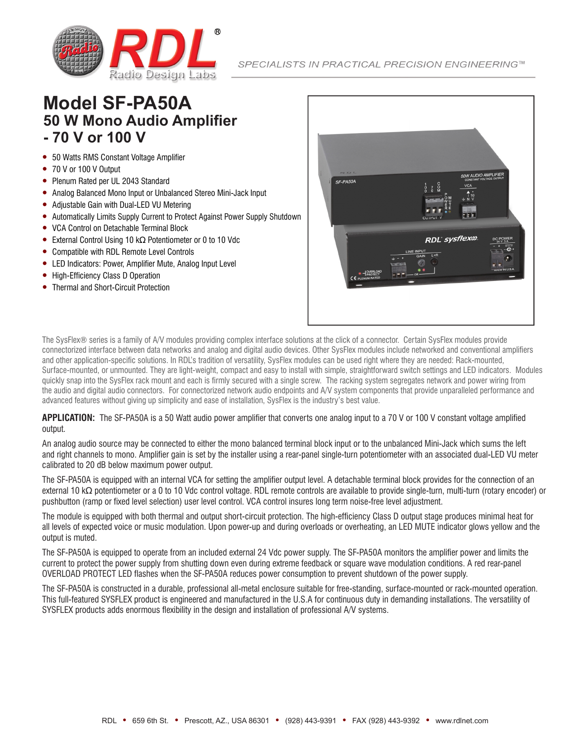SPECIALISTS IN PRACTICAL PRECISION ENGINEERING™

# Model SF-PA50A
## 50 W Mono Audio Amplifier
## - 70 V or 100 V

- 50 Watts RMS Constant Voltage Amplifier
- 70 V or 100 V Output
- Plenum Rated per UL 2043 Standard
- Analog Balanced Mono Input or Unbalanced Stereo Mini-Jack Input
- Adjustable Gain with Dual-LED VU Metering
- Automatically Limits Supply Current to Protect Against Power Supply Shutdown
- VCA Control on Detachable Terminal Block
- External Control Using 10 kΩ Potentiometer or 0 to 10 Vdc
- Compatible with RDL Remote Level Controls
- LED Indicators: Power, Amplifier Mute, Analog Input Level
- High-Efficiency Class D Operation
- Thermal and Short-Circuit Protection

The SysFlex® series is a family of A/V modules providing complex interface solutions at the click of a connector. Certain SysFlex modules provide connectorized interface between data networks and analog and digital audio devices. Other SysFlex modules include networked and conventional amplifiers and other application-specific solutions. In RDL's tradition of versatility, SysFlex modules can be used right where they are needed: Rack-mounted, Surface-mounted, or unmounted. They are light-weight, compact and easy to install with simple, straightforward switch settings and LED indicators. Modules quickly snap into the SysFlex rack mount and each is firmly secured with a single screw. The racking system segregates network and power wiring from the audio and digital audio connectors. For connectorized network audio endpoints and A/V system components that provide unparalleled performance and advanced features without giving up simplicity and ease of installation, SysFlex is the industry's best value.

**APPLICATION:** The SF-PA50A is a 50 Watt audio power amplifier that converts one analog input to a 70 V or 100 V constant voltage amplified output.

An analog audio source may be connected to either the mono balanced terminal block input or to the unbalanced Mini-Jack which sums the left and right channels to mono. Amplifier gain is set by the installer using a rear-panel single-turn potentiometer with an associated dual-LED VU meter calibrated to 20 dB below maximum power output.

The SF-PA50A is equipped with an internal VCA for setting the amplifier output level. A detachable terminal block provides for the connection of an external 10 kΩ potentiometer or a 0 to 10 Vdc control voltage. RDL remote controls are available to provide single-turn, multi-turn (rotary encoder) or pushbutton (ramp or fixed level selection) user level control. VCA control insures long term noise-free level adjustment.

The module is equipped with both thermal and output short-circuit protection. The high-efficiency Class D output stage produces minimal heat for all levels of expected voice or music modulation. Upon power-up and during overloads or overheating, an LED MUTE indicator glows yellow and the output is muted.

The SF-PA50A is equipped to operate from an included external 24 Vdc power supply. The SF-PA50A monitors the amplifier power and limits the current to protect the power supply from shutting down even during extreme feedback or square wave modulation conditions. A red rear-panel OVERLOAD PROTECT LED flashes when the SF-PA50A reduces power consumption to prevent shutdown of the power supply.

The SF-PA50A is constructed in a durable, professional all-metal enclosure suitable for free-standing, surface-mounted or rack-mounted operation. This full-featured SYSFLEX product is engineered and manufactured in the U.S.A for continuous duty in demanding installations. The versatility of SYSFLEX products adds enormous flexibility in the design and installation of professional A/V systems.

RDL • 659 6th St. • Prescott, AZ., USA 86301 • (928) 443-9391 • FAX (928) 443-9392 • www.rdlnet.com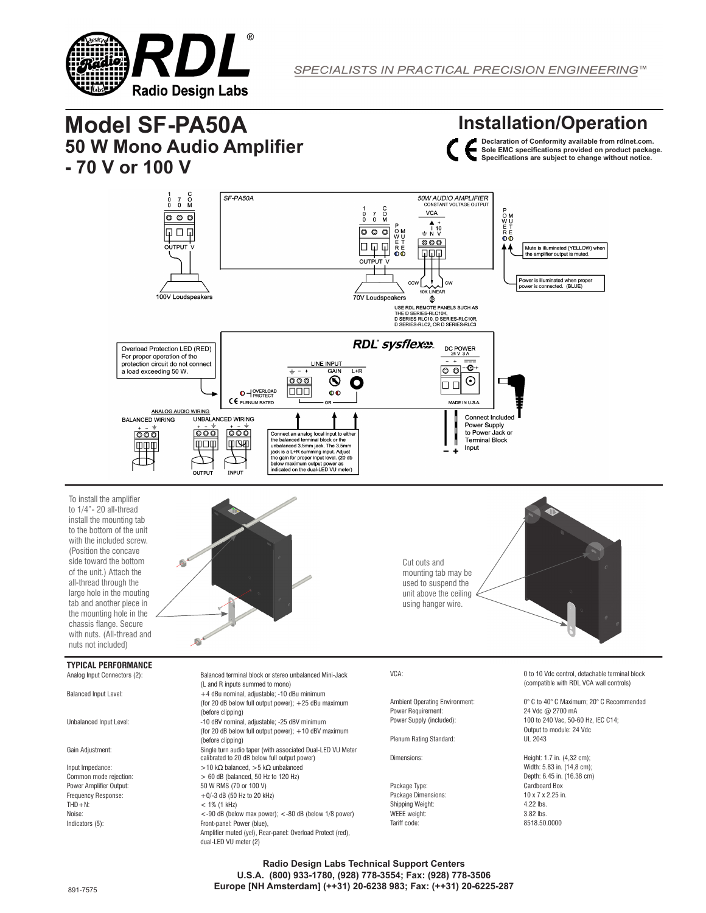# Model SF-PA50A

## 50 W Mono Audio Amplifier - 70 V or 100 V

## Installation/Operation

**Declaration of Conformity available from rdlnet.com. Sole EMC specifications provided on product package. Specifications are subject to change without notice.**

SF-PA50A

50W AUDIO AMPLIFIER
CONSTANT VOLTAGE OUTPUT

100 70 COM

OUTPUT V

VCA

POWER MUTE

100V Loudspeakers

70V Loudspeakers

10K LINEAR

CCW CW

Mute is illuminated (YELLOW) when the amplifier output is muted.

Power is illuminated when proper power is connected. (BLUE)

USE RDL REMOTE PANELS SUCH AS THE D SERIES-RLC10K, D SERIES RLC10, D SERIES-RLC10R, D SERIES-RLC2, OR D SERIES-RLC3

RDL® sysflex

Overload Protection LED (RED)
For proper operation of the protection circuit do not connect a load exceeding 50 W.

OVERLOAD PROTECT

PLENUM RATED

LINE INPUT

GAIN

L+R

OR

DC POWER
24 V 3 A

MADE IN U.S.A.

Connect Included Power Supply to Power Jack or Terminal Block Input

ANALOG AUDIO WIRING

BALANCED WIRING

UNBALANCED WIRING

OUTPUT

INPUT

Connect an analog local input to either the balanced terminal block or the unbalanced 3.5mm jack. The 3.5mm jack is a L+R summing input. Adjust the gain for proper input level. (20 db below maximum output power as indicated on the dual-LED VU meter)

To install the amplifier to 1/4"- 20 all-thread install the mounting tab to the bottom of the unit with the included screw. (Position the concave side toward the bottom of the unit.) Attach the all-thread through the large hole in the mouting tab and another piece in the mounting hole in the chassis flange. Secure with nuts. (All-thread and nuts not included)

Cut outs and mounting tab may be used to suspend the unit above the ceiling using hanger wire.

### TYPICAL PERFORMANCE

| | |
|---|---|
| Analog Input Connectors (2): | Balanced terminal block or stereo unbalanced Mini-Jack (L and R inputs summed to mono) |
| Balanced Input Level: | +4 dBu nominal, adjustable; -10 dBu minimum (for 20 dB below full output power); +25 dBu maximum (before clipping) |
| Unbalanced Input Level: | -10 dBV nominal, adjustable; -25 dBV minimum (for 20 dB below full output power); +10 dBV maximum (before clipping) |
| Gain Adjustment: | Single turn audio taper (with associated Dual-LED VU Meter calibrated to 20 dB below full output power) |
| Input Impedance: | >10 kΩ balanced, >5 kΩ unbalanced |
| Common mode rejection: | > 60 dB (balanced, 50 Hz to 120 Hz) |
| Power Amplifier Output: | 50 W RMS (70 or 100 V) |
| Frequency Response: | +0/-3 dB (50 Hz to 20 kHz) |
| THD+N: | < 1% (1 kHz) |
| Noise: | <-90 dB (below max power); <-80 dB (below 1/8 power) |
| Indicators (5): | Front-panel: Power (blue), Amplifier muted (yel), Rear-panel: Overload Protect (red), dual-LED VU meter (2) |
| VCA: | 0 to 10 Vdc control, detachable terminal block (compatible with RDL VCA wall controls) |
| Ambient Operating Environment: | 0° C to 40° C Maximum; 20° C Recommended |
| Power Requirement: | 24 Vdc @ 2700 mA |
| Power Supply (included): | 100 to 240 Vac, 50-60 Hz, IEC C14; Output to module: 24 Vdc |
| Plenum Rating Standard: | UL 2043 |
| Dimensions: | Height: 1.7 in. (4,32 cm); Width: 5.83 in. (14,8 cm); Depth: 6.45 in. (16.38 cm) |
| Package Type: | Cardboard Box |
| Package Dimensions: | 10 x 7 x 2.25 in. |
| Shipping Weight: | 4.22 lbs. |
| WEEE weight: | 3.82 lbs. |
| Tariff code: | 8518.50.0000 |

**Radio Design Labs Technical Support Centers**
**U.S.A. (800) 933-1780, (928) 778-3554; Fax: (928) 778-3506**
**Europe [NH Amsterdam] (++31) 20-6238 983; Fax: (++31) 20-6225-287**

891-7575